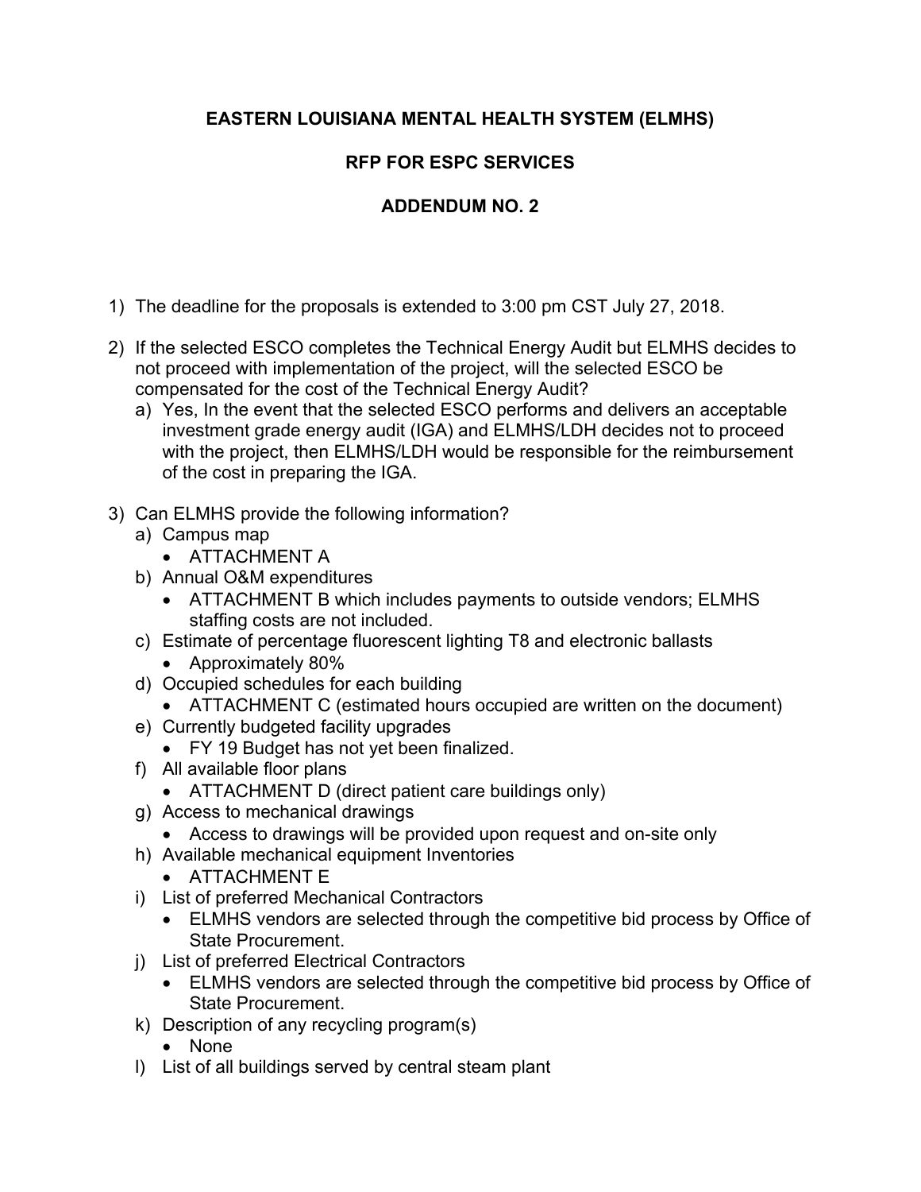# EASTERN LOUISIANA MENTAL HEALTH SYSTEM (ELMHS)

## RFP FOR ESPC SERVICES

## ADDENDUM NO. 2

1) The deadline for the proposals is extended to 3:00 pm CST July 27, 2018.

2) If the selected ESCO completes the Technical Energy Audit but ELMHS decides to not proceed with implementation of the project, will the selected ESCO be compensated for the cost of the Technical Energy Audit?
   a) Yes, In the event that the selected ESCO performs and delivers an acceptable investment grade energy audit (IGA) and ELMHS/LDH decides not to proceed with the project, then ELMHS/LDH would be responsible for the reimbursement of the cost in preparing the IGA.

3) Can ELMHS provide the following information?
   a) Campus map
      - ATTACHMENT A
   b) Annual O&M expenditures
      - ATTACHMENT B which includes payments to outside vendors; ELMHS staffing costs are not included.
   c) Estimate of percentage fluorescent lighting T8 and electronic ballasts
      - Approximately 80%
   d) Occupied schedules for each building
      - ATTACHMENT C (estimated hours occupied are written on the document)
   e) Currently budgeted facility upgrades
      - FY 19 Budget has not yet been finalized.
   f) All available floor plans
      - ATTACHMENT D (direct patient care buildings only)
   g) Access to mechanical drawings
      - Access to drawings will be provided upon request and on-site only
   h) Available mechanical equipment Inventories
      - ATTACHMENT E
   i) List of preferred Mechanical Contractors
      - ELMHS vendors are selected through the competitive bid process by Office of State Procurement.
   j) List of preferred Electrical Contractors
      - ELMHS vendors are selected through the competitive bid process by Office of State Procurement.
   k) Description of any recycling program(s)
      - None
   l) List of all buildings served by central steam plant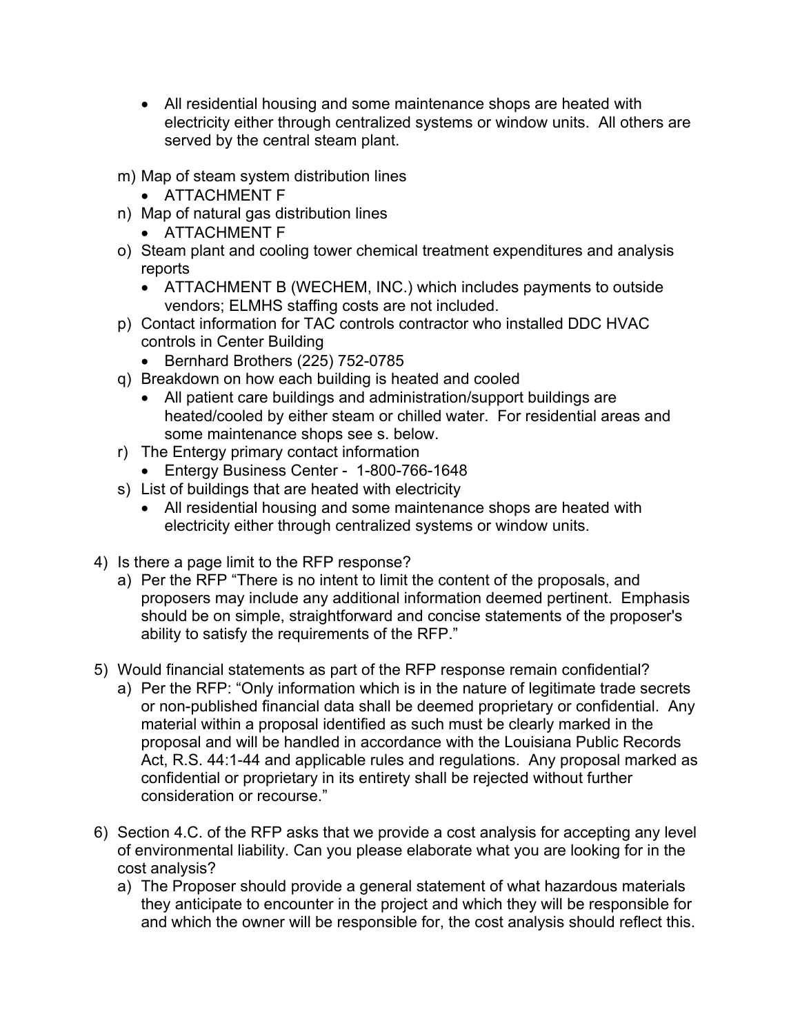- All residential housing and some maintenance shops are heated with electricity either through centralized systems or window units. All others are served by the central steam plant.

m) Map of steam system distribution lines
   - ATTACHMENT F

n) Map of natural gas distribution lines
   - ATTACHMENT F

o) Steam plant and cooling tower chemical treatment expenditures and analysis reports
   - ATTACHMENT B (WECHEM, INC.) which includes payments to outside vendors; ELMHS staffing costs are not included.

p) Contact information for TAC controls contractor who installed DDC HVAC controls in Center Building
   - Bernhard Brothers (225) 752-0785

q) Breakdown on how each building is heated and cooled
   - All patient care buildings and administration/support buildings are heated/cooled by either steam or chilled water. For residential areas and some maintenance shops see s. below.

r) The Entergy primary contact information
   - Entergy Business Center - 1-800-766-1648

s) List of buildings that are heated with electricity
   - All residential housing and some maintenance shops are heated with electricity either through centralized systems or window units.

4) Is there a page limit to the RFP response?
   a) Per the RFP "There is no intent to limit the content of the proposals, and proposers may include any additional information deemed pertinent. Emphasis should be on simple, straightforward and concise statements of the proposer's ability to satisfy the requirements of the RFP."

5) Would financial statements as part of the RFP response remain confidential?
   a) Per the RFP: "Only information which is in the nature of legitimate trade secrets or non-published financial data shall be deemed proprietary or confidential. Any material within a proposal identified as such must be clearly marked in the proposal and will be handled in accordance with the Louisiana Public Records Act, R.S. 44:1-44 and applicable rules and regulations. Any proposal marked as confidential or proprietary in its entirety shall be rejected without further consideration or recourse."

6) Section 4.C. of the RFP asks that we provide a cost analysis for accepting any level of environmental liability. Can you please elaborate what you are looking for in the cost analysis?
   a) The Proposer should provide a general statement of what hazardous materials they anticipate to encounter in the project and which they will be responsible for and which the owner will be responsible for, the cost analysis should reflect this.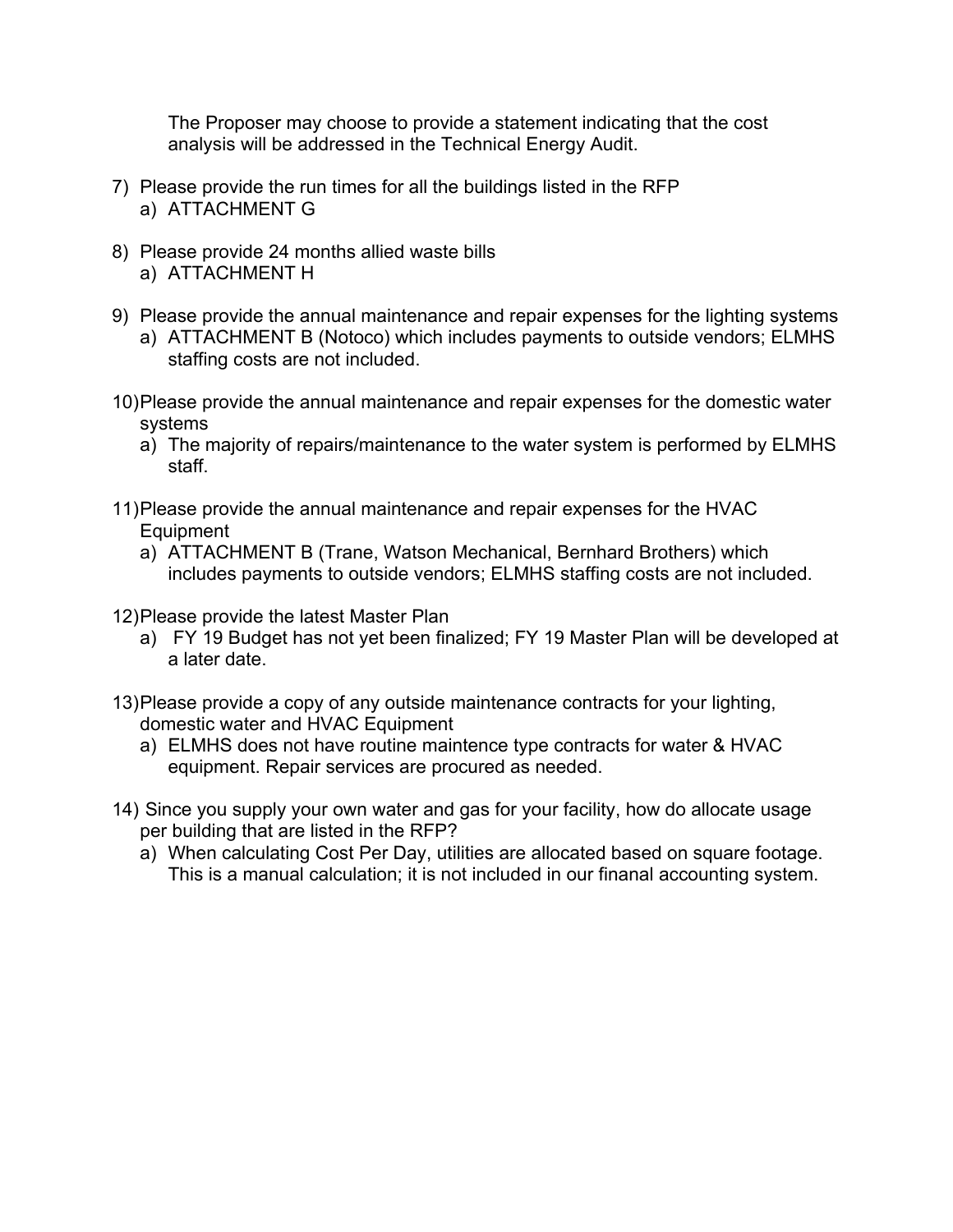The Proposer may choose to provide a statement indicating that the cost analysis will be addressed in the Technical Energy Audit.

7) Please provide the run times for all the buildings listed in the RFP
   a) ATTACHMENT G

8) Please provide 24 months allied waste bills
   a) ATTACHMENT H

9) Please provide the annual maintenance and repair expenses for the lighting systems
   a) ATTACHMENT B (Notoco) which includes payments to outside vendors; ELMHS staffing costs are not included.

10) Please provide the annual maintenance and repair expenses for the domestic water systems
    a) The majority of repairs/maintenance to the water system is performed by ELMHS staff.

11) Please provide the annual maintenance and repair expenses for the HVAC Equipment
    a) ATTACHMENT B (Trane, Watson Mechanical, Bernhard Brothers) which includes payments to outside vendors; ELMHS staffing costs are not included.

12) Please provide the latest Master Plan
    a) FY 19 Budget has not yet been finalized; FY 19 Master Plan will be developed at a later date.

13) Please provide a copy of any outside maintenance contracts for your lighting, domestic water and HVAC Equipment
    a) ELMHS does not have routine maintence type contracts for water & HVAC equipment. Repair services are procured as needed.

14) Since you supply your own water and gas for your facility, how do allocate usage per building that are listed in the RFP?
    a) When calculating Cost Per Day, utilities are allocated based on square footage. This is a manual calculation; it is not included in our finanal accounting system.